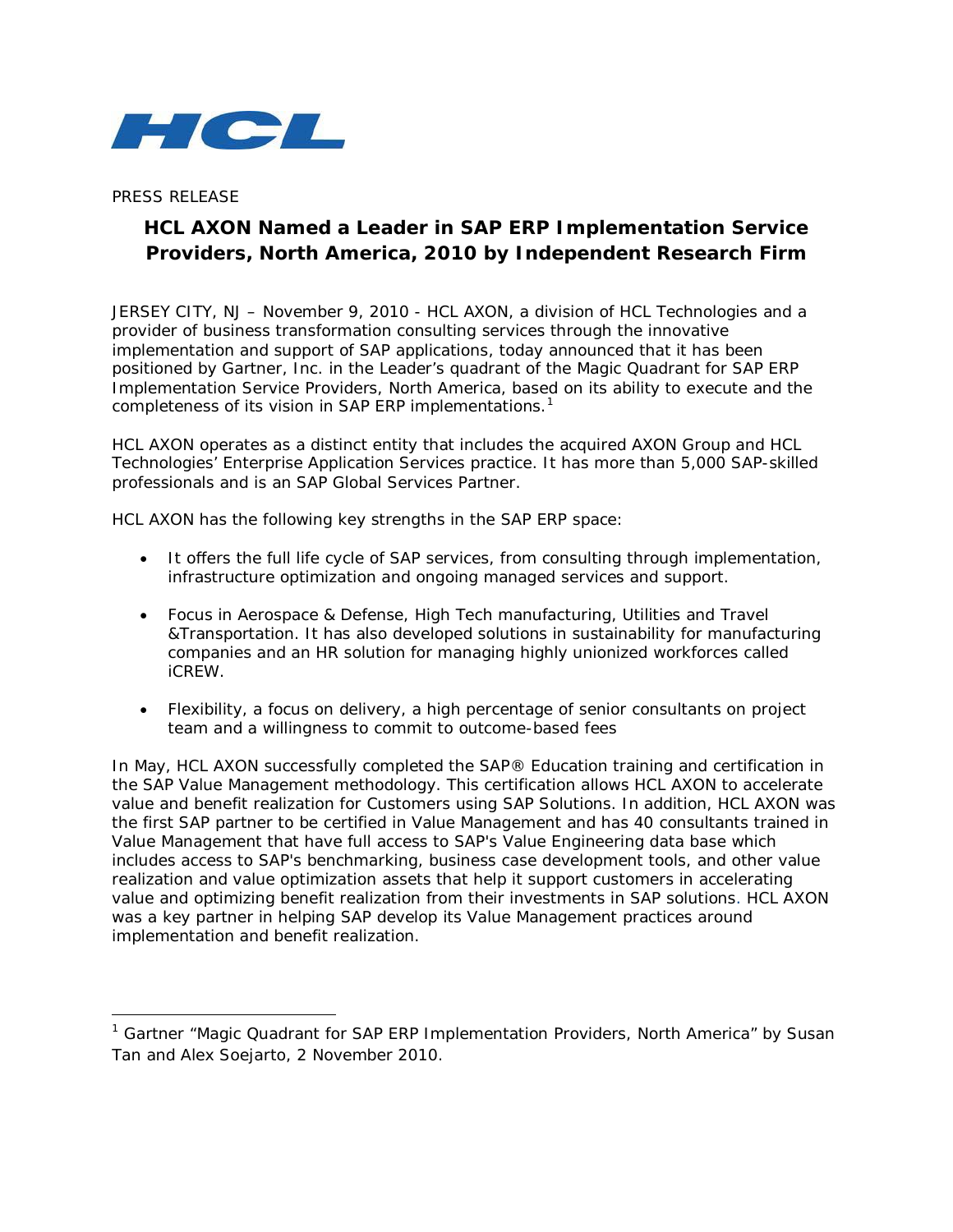HCL

PRESS RELEASE

# HCL AXON Named a Leader in SAP ERP Implementation Service Providers, North America, 2010 by Independent Research Firm

JERSEY CITY, NJ – November 9, 2010 - HCL AXON, a division of HCL Technologies and a provider of business transformation consulting services through the innovative implementation and support of SAP applications, today announced that it has been positioned by Gartner, Inc. in the Leader's quadrant of the Magic Quadrant for SAP ERP Implementation Service Providers, North America, based on its ability to execute and the completeness of its vision in SAP ERP implementations.[1]

HCL AXON operates as a distinct entity that includes the acquired AXON Group and HCL Technologies' Enterprise Application Services practice. It has more than 5,000 SAP-skilled professionals and is an SAP Global Services Partner.

HCL AXON has the following key strengths in the SAP ERP space:

- It offers the full life cycle of SAP services, from consulting through implementation, infrastructure optimization and ongoing managed services and support.
- Focus in Aerospace & Defense, High Tech manufacturing, Utilities and Travel &Transportation. It has also developed solutions in sustainability for manufacturing companies and an HR solution for managing highly unionized workforces called iCREW.
- Flexibility, a focus on delivery, a high percentage of senior consultants on project team and a willingness to commit to outcome-based fees

In May, HCL AXON successfully completed the SAP® Education training and certification in the SAP Value Management methodology. This certification allows HCL AXON to accelerate value and benefit realization for Customers using SAP Solutions. In addition, HCL AXON was the first SAP partner to be certified in Value Management and has 40 consultants trained in Value Management that have full access to SAP's Value Engineering data base which includes access to SAP's benchmarking, business case development tools, and other value realization and value optimization assets that help it support customers in accelerating value and optimizing benefit realization from their investments in SAP solutions. HCL AXON was a key partner in helping SAP develop its Value Management practices around implementation and benefit realization.

---

[1] Gartner "Magic Quadrant for SAP ERP Implementation Providers, North America" by Susan Tan and Alex Soejarto, 2 November 2010.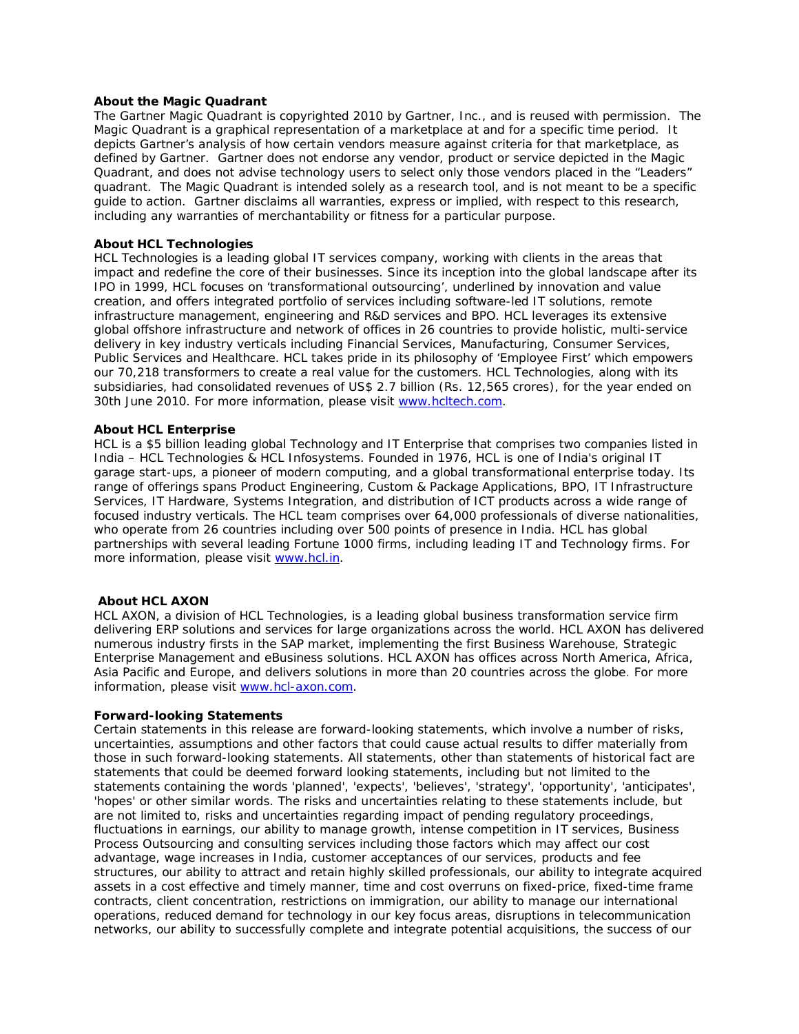**About the Magic Quadrant**

The Gartner Magic Quadrant is copyrighted 2010 by Gartner, Inc., and is reused with permission. The Magic Quadrant is a graphical representation of a marketplace at and for a specific time period. It depicts Gartner's analysis of how certain vendors measure against criteria for that marketplace, as defined by Gartner. Gartner does not endorse any vendor, product or service depicted in the Magic Quadrant, and does not advise technology users to select only those vendors placed in the "Leaders" quadrant. The Magic Quadrant is intended solely as a research tool, and is not meant to be a specific guide to action. Gartner disclaims all warranties, express or implied, with respect to this research, including any warranties of merchantability or fitness for a particular purpose.

**About HCL Technologies**

HCL Technologies is a leading global IT services company, working with clients in the areas that impact and redefine the core of their businesses. Since its inception into the global landscape after its IPO in 1999, HCL focuses on 'transformational outsourcing', underlined by innovation and value creation, and offers integrated portfolio of services including software-led IT solutions, remote infrastructure management, engineering and R&D services and BPO. HCL leverages its extensive global offshore infrastructure and network of offices in 26 countries to provide holistic, multi-service delivery in key industry verticals including Financial Services, Manufacturing, Consumer Services, Public Services and Healthcare. HCL takes pride in its philosophy of 'Employee First' which empowers our 70,218 transformers to create a real value for the customers. HCL Technologies, along with its subsidiaries, had consolidated revenues of US$ 2.7 billion (Rs. 12,565 crores), for the year ended on 30th June 2010. For more information, please visit www.hcltech.com.

**About HCL Enterprise**

HCL is a $5 billion leading global Technology and IT Enterprise that comprises two companies listed in India – HCL Technologies & HCL Infosystems. Founded in 1976, HCL is one of India's original IT garage start-ups, a pioneer of modern computing, and a global transformational enterprise today. Its range of offerings spans Product Engineering, Custom & Package Applications, BPO, IT Infrastructure Services, IT Hardware, Systems Integration, and distribution of ICT products across a wide range of focused industry verticals. The HCL team comprises over 64,000 professionals of diverse nationalities, who operate from 26 countries including over 500 points of presence in India. HCL has global partnerships with several leading Fortune 1000 firms, including leading IT and Technology firms. For more information, please visit www.hcl.in.

**About HCL AXON**

HCL AXON, a division of HCL Technologies, is a leading global business transformation service firm delivering ERP solutions and services for large organizations across the world. HCL AXON has delivered numerous industry firsts in the SAP market, implementing the first Business Warehouse, Strategic Enterprise Management and eBusiness solutions. HCL AXON has offices across North America, Africa, Asia Pacific and Europe, and delivers solutions in more than 20 countries across the globe. For more information, please visit www.hcl-axon.com.

**Forward-looking Statements**

Certain statements in this release are forward-looking statements, which involve a number of risks, uncertainties, assumptions and other factors that could cause actual results to differ materially from those in such forward-looking statements. All statements, other than statements of historical fact are statements that could be deemed forward looking statements, including but not limited to the statements containing the words 'planned', 'expects', 'believes', 'strategy', 'opportunity', 'anticipates', 'hopes' or other similar words. The risks and uncertainties relating to these statements include, but are not limited to, risks and uncertainties regarding impact of pending regulatory proceedings, fluctuations in earnings, our ability to manage growth, intense competition in IT services, Business Process Outsourcing and consulting services including those factors which may affect our cost advantage, wage increases in India, customer acceptances of our services, products and fee structures, our ability to attract and retain highly skilled professionals, our ability to integrate acquired assets in a cost effective and timely manner, time and cost overruns on fixed-price, fixed-time frame contracts, client concentration, restrictions on immigration, our ability to manage our international operations, reduced demand for technology in our key focus areas, disruptions in telecommunication networks, our ability to successfully complete and integrate potential acquisitions, the success of our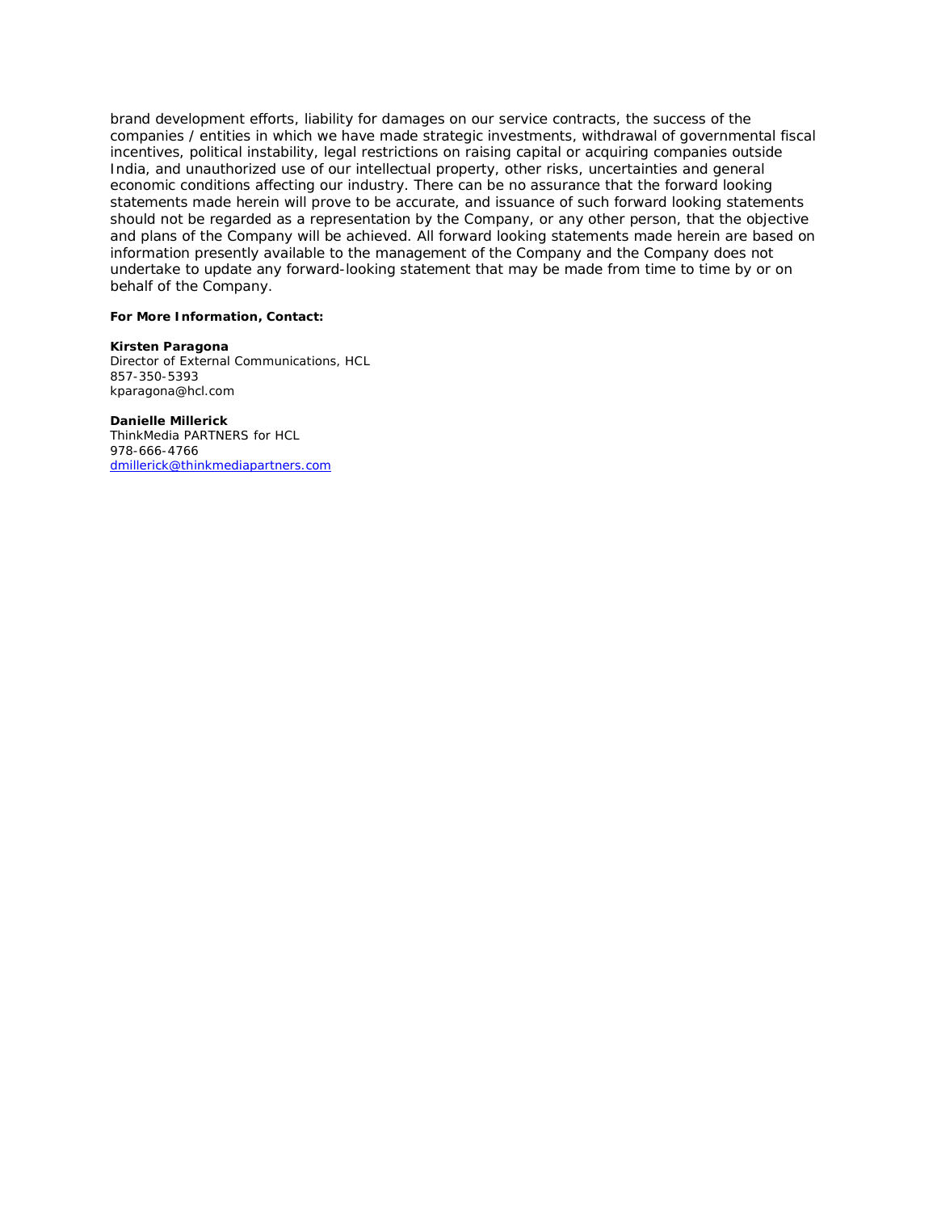brand development efforts, liability for damages on our service contracts, the success of the companies / entities in which we have made strategic investments, withdrawal of governmental fiscal incentives, political instability, legal restrictions on raising capital or acquiring companies outside India, and unauthorized use of our intellectual property, other risks, uncertainties and general economic conditions affecting our industry. There can be no assurance that the forward looking statements made herein will prove to be accurate, and issuance of such forward looking statements should not be regarded as a representation by the Company, or any other person, that the objective and plans of the Company will be achieved. All forward looking statements made herein are based on information presently available to the management of the Company and the Company does not undertake to update any forward-looking statement that may be made from time to time by or on behalf of the Company.

**For More Information, Contact:**

**Kirsten Paragona**
Director of External Communications, HCL
857-350-5393
kparagona@hcl.com

**Danielle Millerick**
ThinkMedia PARTNERS for HCL
978-666-4766
dmillerick@thinkmediapartners.com